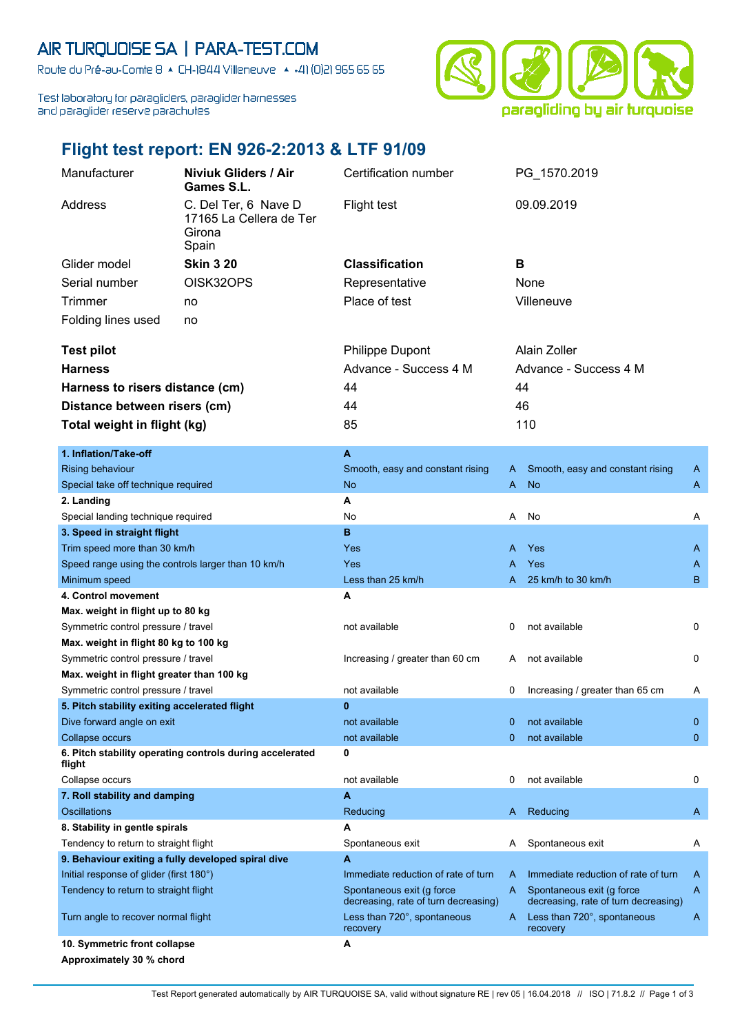AIR TURQUOISE SA | PARA-TEST.COM

Route du Pré-au-Comte 8 ▲ CH-1844 Villeneuve ▲ +41 (0)21 965 65 65

Test laboratory for paragliders, paraglider harnesses and paraglider reserve parachutes

paragliding by air turquoise

# Flight test report: EN 926-2:2013 & LTF 91/09

| | | | |
|---|---|---|---|
| Manufacturer | **Niviuk Gliders / Air Games S.L.** | Certification number | PG_1570.2019 |
| Address | C. Del Ter, 6 Nave D 17165 La Cellera de Ter Girona Spain | Flight test | 09.09.2019 |
| Glider model | **Skin 3 20** | **Classification** | **B** |
| Serial number | OISK32OPS | Representative | None |
| Trimmer | no | Place of test | Villeneuve |
| Folding lines used | no | | |

| | | |
|---|---|---|
| **Test pilot** | Philippe Dupont | Alain Zoller |
| **Harness** | Advance - Success 4 M | Advance - Success 4 M |
| **Harness to risers distance (cm)** | 44 | 44 |
| **Distance between risers (cm)** | 44 | 46 |
| **Total weight in flight (kg)** | 85 | 110 |

| | | | | |
|---|---|---|---|---|
| **1. Inflation/Take-off** | **A** | | | |
| Rising behaviour | Smooth, easy and constant rising | A | Smooth, easy and constant rising | A |
| Special take off technique required | No | A | No | A |
| **2. Landing** | **A** | | | |
| Special landing technique required | No | A | No | A |
| **3. Speed in straight flight** | **B** | | | |
| Trim speed more than 30 km/h | Yes | A | Yes | A |
| Speed range using the controls larger than 10 km/h | Yes | A | Yes | A |
| Minimum speed | Less than 25 km/h | A | 25 km/h to 30 km/h | B |
| **4. Control movement** | **A** | | | |
| **Max. weight in flight up to 80 kg** | | | | |
| Symmetric control pressure / travel | not available | 0 | not available | 0 |
| **Max. weight in flight 80 kg to 100 kg** | | | | |
| Symmetric control pressure / travel | Increasing / greater than 60 cm | A | not available | 0 |
| **Max. weight in flight greater than 100 kg** | | | | |
| Symmetric control pressure / travel | not available | 0 | Increasing / greater than 65 cm | A |
| **5. Pitch stability exiting accelerated flight** | **0** | | | |
| Dive forward angle on exit | not available | 0 | not available | 0 |
| Collapse occurs | not available | 0 | not available | 0 |
| **6. Pitch stability operating controls during accelerated flight** | **0** | | | |
| Collapse occurs | not available | 0 | not available | 0 |
| **7. Roll stability and damping** | **A** | | | |
| Oscillations | Reducing | A | Reducing | A |
| **8. Stability in gentle spirals** | **A** | | | |
| Tendency to return to straight flight | Spontaneous exit | A | Spontaneous exit | A |
| **9. Behaviour exiting a fully developed spiral dive** | **A** | | | |
| Initial response of glider (first 180°) | Immediate reduction of rate of turn | A | Immediate reduction of rate of turn | A |
| Tendency to return to straight flight | Spontaneous exit (g force decreasing, rate of turn decreasing) | A | Spontaneous exit (g force decreasing, rate of turn decreasing) | A |
| Turn angle to recover normal flight | Less than 720°, spontaneous recovery | A | Less than 720°, spontaneous recovery | A |
| **10. Symmetric front collapse** | **A** | | | |
| **Approximately 30 % chord** | | | | |

Test Report generated automatically by AIR TURQUOISE SA, valid without signature RE | rev 05 | 16.04.2018 // ISO | 71.8.2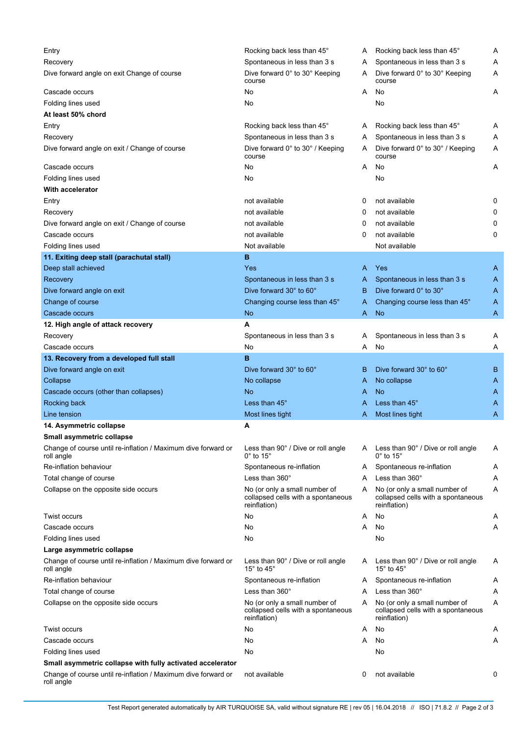| | | | | |
|---|---|---|---|---|
| Entry | Rocking back less than 45° | A | Rocking back less than 45° | A |
| Recovery | Spontaneous in less than 3 s | A | Spontaneous in less than 3 s | A |
| Dive forward angle on exit Change of course | Dive forward 0° to 30° Keeping course | A | Dive forward 0° to 30° Keeping course | A |
| Cascade occurs | No | A | No | A |
| Folding lines used | No | | No | |
| **At least 50% chord** | | | | |
| Entry | Rocking back less than 45° | A | Rocking back less than 45° | A |
| Recovery | Spontaneous in less than 3 s | A | Spontaneous in less than 3 s | A |
| Dive forward angle on exit / Change of course | Dive forward 0° to 30° / Keeping course | A | Dive forward 0° to 30° / Keeping course | A |
| Cascade occurs | No | A | No | A |
| Folding lines used | No | | No | |
| **With accelerator** | | | | |
| Entry | not available | 0 | not available | 0 |
| Recovery | not available | 0 | not available | 0 |
| Dive forward angle on exit / Change of course | not available | 0 | not available | 0 |
| Cascade occurs | not available | 0 | not available | 0 |
| Folding lines used | Not available | | Not available | |
| **11. Exiting deep stall (parachutal stall)** | **B** | | | |
| Deep stall achieved | Yes | A | Yes | A |
| Recovery | Spontaneous in less than 3 s | A | Spontaneous in less than 3 s | A |
| Dive forward angle on exit | Dive forward 30° to 60° | B | Dive forward 0° to 30° | A |
| Change of course | Changing course less than 45° | A | Changing course less than 45° | A |
| Cascade occurs | No | A | No | A |
| **12. High angle of attack recovery** | **A** | | | |
| Recovery | Spontaneous in less than 3 s | A | Spontaneous in less than 3 s | A |
| Cascade occurs | No | A | No | A |
| **13. Recovery from a developed full stall** | **B** | | | |
| Dive forward angle on exit | Dive forward 30° to 60° | B | Dive forward 30° to 60° | B |
| Collapse | No collapse | A | No collapse | A |
| Cascade occurs (other than collapses) | No | A | No | A |
| Rocking back | Less than 45° | A | Less than 45° | A |
| Line tension | Most lines tight | A | Most lines tight | A |
| **14. Asymmetric collapse** | **A** | | | |
| **Small asymmetric collapse** | | | | |
| Change of course until re-inflation / Maximum dive forward or roll angle | Less than 90° / Dive or roll angle 0° to 15° | A | Less than 90° / Dive or roll angle 0° to 15° | A |
| Re-inflation behaviour | Spontaneous re-inflation | A | Spontaneous re-inflation | A |
| Total change of course | Less than 360° | A | Less than 360° | A |
| Collapse on the opposite side occurs | No (or only a small number of collapsed cells with a spontaneous reinflation) | A | No (or only a small number of collapsed cells with a spontaneous reinflation) | A |
| Twist occurs | No | A | No | A |
| Cascade occurs | No | A | No | A |
| Folding lines used | No | | No | |
| **Large asymmetric collapse** | | | | |
| Change of course until re-inflation / Maximum dive forward or roll angle | Less than 90° / Dive or roll angle 15° to 45° | A | Less than 90° / Dive or roll angle 15° to 45° | A |
| Re-inflation behaviour | Spontaneous re-inflation | A | Spontaneous re-inflation | A |
| Total change of course | Less than 360° | A | Less than 360° | A |
| Collapse on the opposite side occurs | No (or only a small number of collapsed cells with a spontaneous reinflation) | A | No (or only a small number of collapsed cells with a spontaneous reinflation) | A |
| Twist occurs | No | A | No | A |
| Cascade occurs | No | A | No | A |
| Folding lines used | No | | No | |
| **Small asymmetric collapse with fully activated accelerator** | | | | |
| Change of course until re-inflation / Maximum dive forward or roll angle | not available | 0 | not available | 0 |

Test Report generated automatically by AIR TURQUOISE SA, valid without signature RE | rev 05 | 16.04.2018 // ISO | 71.8.2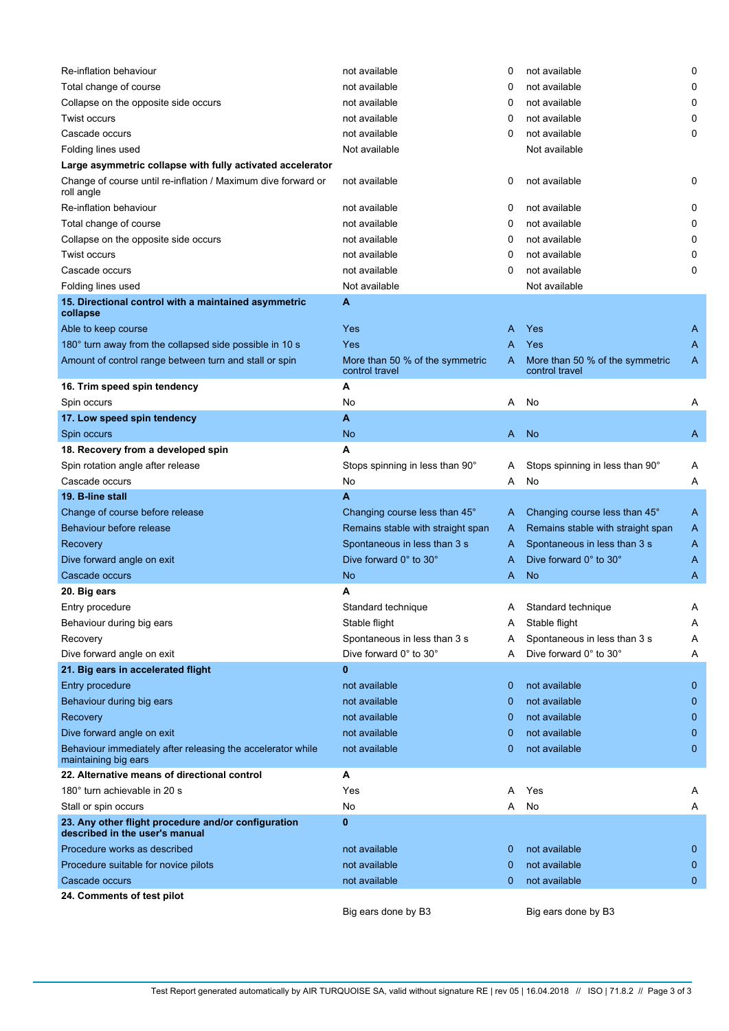| | | | | |
|---|---|---|---|---|
| Re-inflation behaviour | not available | 0 | not available | 0 |
| Total change of course | not available | 0 | not available | 0 |
| Collapse on the opposite side occurs | not available | 0 | not available | 0 |
| Twist occurs | not available | 0 | not available | 0 |
| Cascade occurs | not available | 0 | not available | 0 |
| Folding lines used | Not available | | Not available | |
| **Large asymmetric collapse with fully activated accelerator** | | | | |
| Change of course until re-inflation / Maximum dive forward or roll angle | not available | 0 | not available | 0 |
| Re-inflation behaviour | not available | 0 | not available | 0 |
| Total change of course | not available | 0 | not available | 0 |
| Collapse on the opposite side occurs | not available | 0 | not available | 0 |
| Twist occurs | not available | 0 | not available | 0 |
| Cascade occurs | not available | 0 | not available | 0 |
| Folding lines used | Not available | | Not available | |
| **15. Directional control with a maintained asymmetric collapse** | **A** | | | |
| Able to keep course | Yes | A | Yes | A |
| 180° turn away from the collapsed side possible in 10 s | Yes | A | Yes | A |
| Amount of control range between turn and stall or spin | More than 50 % of the symmetric control travel | A | More than 50 % of the symmetric control travel | A |
| **16. Trim speed spin tendency** | **A** | | | |
| Spin occurs | No | A | No | A |
| **17. Low speed spin tendency** | **A** | | | |
| Spin occurs | No | A | No | A |
| **18. Recovery from a developed spin** | **A** | | | |
| Spin rotation angle after release | Stops spinning in less than 90° | A | Stops spinning in less than 90° | A |
| Cascade occurs | No | A | No | A |
| **19. B-line stall** | **A** | | | |
| Change of course before release | Changing course less than 45° | A | Changing course less than 45° | A |
| Behaviour before release | Remains stable with straight span | A | Remains stable with straight span | A |
| Recovery | Spontaneous in less than 3 s | A | Spontaneous in less than 3 s | A |
| Dive forward angle on exit | Dive forward 0° to 30° | A | Dive forward 0° to 30° | A |
| Cascade occurs | No | A | No | A |
| **20. Big ears** | **A** | | | |
| Entry procedure | Standard technique | A | Standard technique | A |
| Behaviour during big ears | Stable flight | A | Stable flight | A |
| Recovery | Spontaneous in less than 3 s | A | Spontaneous in less than 3 s | A |
| Dive forward angle on exit | Dive forward 0° to 30° | A | Dive forward 0° to 30° | A |
| **21. Big ears in accelerated flight** | **0** | | | |
| Entry procedure | not available | 0 | not available | 0 |
| Behaviour during big ears | not available | 0 | not available | 0 |
| Recovery | not available | 0 | not available | 0 |
| Dive forward angle on exit | not available | 0 | not available | 0 |
| Behaviour immediately after releasing the accelerator while maintaining big ears | not available | 0 | not available | 0 |
| **22. Alternative means of directional control** | **A** | | | |
| 180° turn achievable in 20 s | Yes | A | Yes | A |
| Stall or spin occurs | No | A | No | A |
| **23. Any other flight procedure and/or configuration described in the user's manual** | **0** | | | |
| Procedure works as described | not available | 0 | not available | 0 |
| Procedure suitable for novice pilots | not available | 0 | not available | 0 |
| Cascade occurs | not available | 0 | not available | 0 |
| **24. Comments of test pilot** | | | | |
| | Big ears done by B3 | | Big ears done by B3 | |

Test Report generated automatically by AIR TURQUOISE SA, valid without signature RE | rev 05 | 16.04.2018 // ISO | 71.8.2